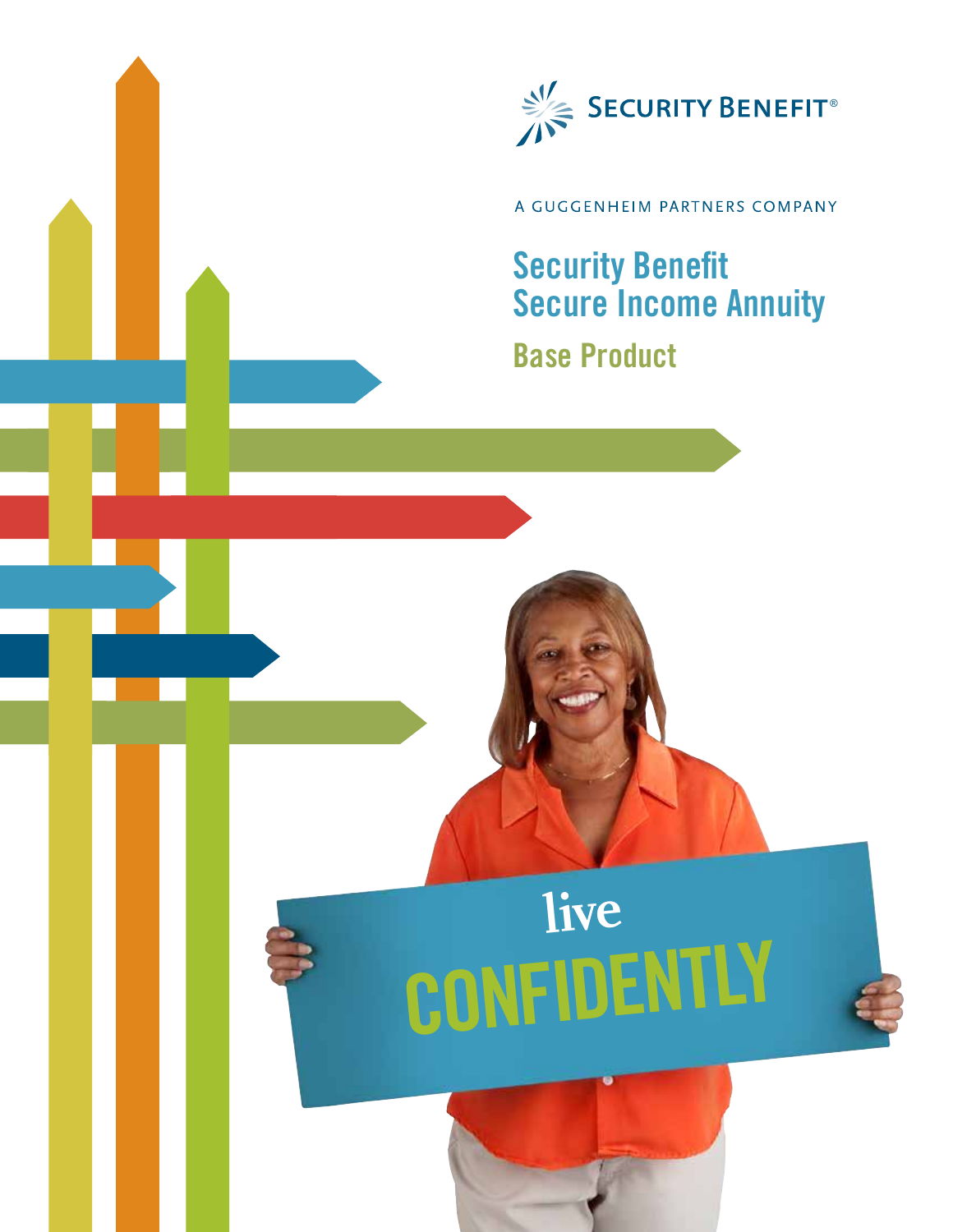SECURITY BENEFIT®

A GUGGENHEIM PARTNERS COMPANY

# Security Benefit Secure Income Annuity

## Base Product

live CONFIDENTLY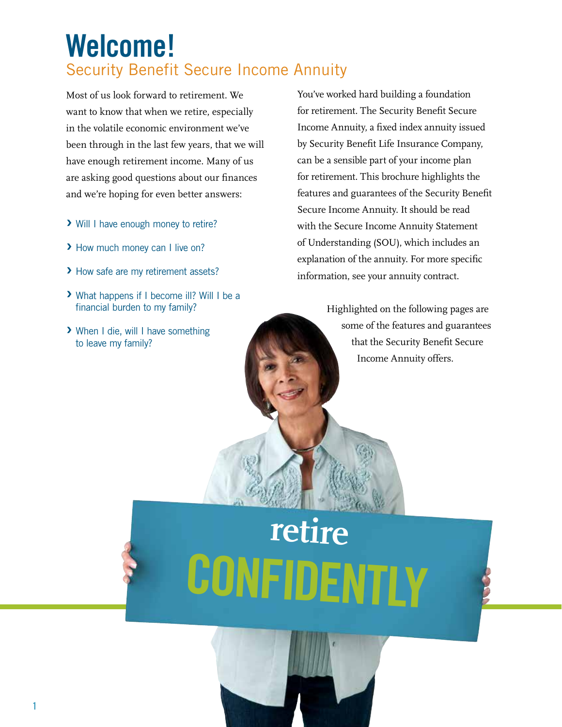# Welcome!

## Security Benefit Secure Income Annuity

Most of us look forward to retirement. We want to know that when we retire, especially in the volatile economic environment we've been through in the last few years, that we will have enough retirement income. Many of us are asking good questions about our finances and we're hoping for even better answers:

- Will I have enough money to retire?
- How much money can I live on?
- How safe are my retirement assets?
- What happens if I become ill? Will I be a financial burden to my family?
- When I die, will I have something to leave my family?

You've worked hard building a foundation for retirement. The Security Benefit Secure Income Annuity, a fixed index annuity issued by Security Benefit Life Insurance Company, can be a sensible part of your income plan for retirement. This brochure highlights the features and guarantees of the Security Benefit Secure Income Annuity. It should be read with the Secure Income Annuity Statement of Understanding (SOU), which includes an explanation of the annuity. For more specific information, see your annuity contract.

Highlighted on the following pages are some of the features and guarantees that the Security Benefit Secure Income Annuity offers.

retire **CONFIDENTLY**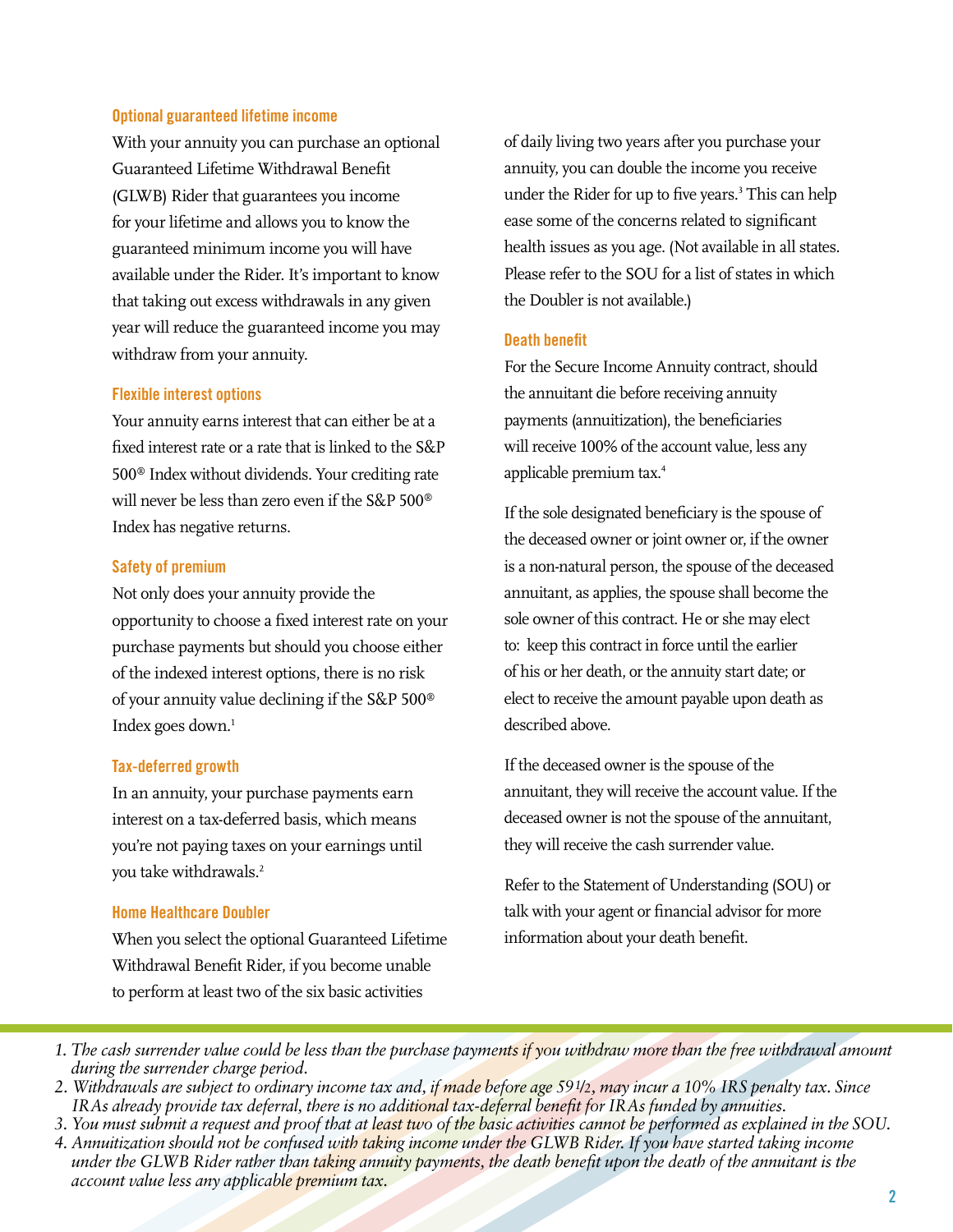### Optional guaranteed lifetime income

With your annuity you can purchase an optional Guaranteed Lifetime Withdrawal Benefit (GLWB) Rider that guarantees you income for your lifetime and allows you to know the guaranteed minimum income you will have available under the Rider. It's important to know that taking out excess withdrawals in any given year will reduce the guaranteed income you may withdraw from your annuity.

### Flexible interest options

Your annuity earns interest that can either be at a fixed interest rate or a rate that is linked to the S&P 500® Index without dividends. Your crediting rate will never be less than zero even if the S&P 500® Index has negative returns.

### Safety of premium

Not only does your annuity provide the opportunity to choose a fixed interest rate on your purchase payments but should you choose either of the indexed interest options, there is no risk of your annuity value declining if the S&P 500® Index goes down.[1]

### Tax-deferred growth

In an annuity, your purchase payments earn interest on a tax-deferred basis, which means you're not paying taxes on your earnings until you take withdrawals.[2]

### Home Healthcare Doubler

When you select the optional Guaranteed Lifetime Withdrawal Benefit Rider, if you become unable to perform at least two of the six basic activities of daily living two years after you purchase your annuity, you can double the income you receive under the Rider for up to five years.[3] This can help ease some of the concerns related to significant health issues as you age. (Not available in all states. Please refer to the SOU for a list of states in which the Doubler is not available.)

### Death benefit

For the Secure Income Annuity contract, should the annuitant die before receiving annuity payments (annuitization), the beneficiaries will receive 100% of the account value, less any applicable premium tax.[4]

If the sole designated beneficiary is the spouse of the deceased owner or joint owner or, if the owner is a non-natural person, the spouse of the deceased annuitant, as applies, the spouse shall become the sole owner of this contract. He or she may elect to: keep this contract in force until the earlier of his or her death, or the annuity start date; or elect to receive the amount payable upon death as described above.

If the deceased owner is the spouse of the annuitant, they will receive the account value. If the deceased owner is not the spouse of the annuitant, they will receive the cash surrender value.

Refer to the Statement of Understanding (SOU) or talk with your agent or financial advisor for more information about your death benefit.

---

1. *The cash surrender value could be less than the purchase payments if you withdraw more than the free withdrawal amount during the surrender charge period.*
2. *Withdrawals are subject to ordinary income tax and, if made before age 59½, may incur a 10% IRS penalty tax. Since IRAs already provide tax deferral, there is no additional tax-deferral benefit for IRAs funded by annuities.*
3. *You must submit a request and proof that at least two of the basic activities cannot be performed as explained in the SOU.*
4. *Annuitization should not be confused with taking income under the GLWB Rider. If you have started taking income under the GLWB Rider rather than taking annuity payments, the death benefit upon the death of the annuitant is the account value less any applicable premium tax.*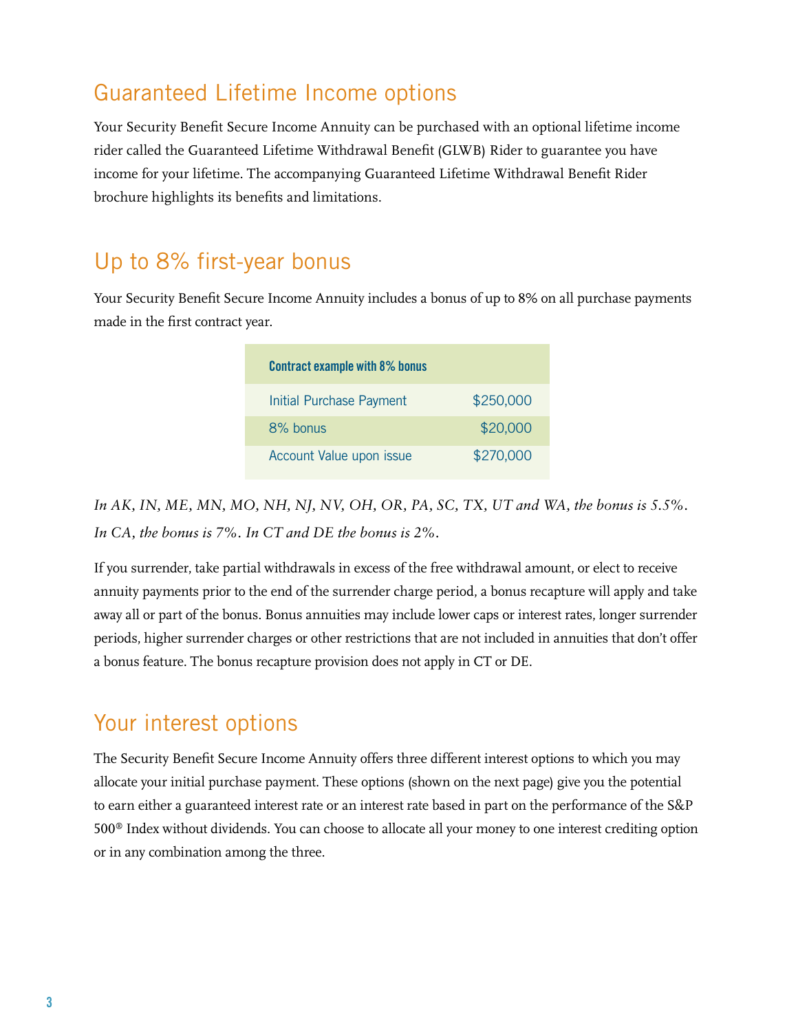## Guaranteed Lifetime Income options

Your Security Benefit Secure Income Annuity can be purchased with an optional lifetime income rider called the Guaranteed Lifetime Withdrawal Benefit (GLWB) Rider to guarantee you have income for your lifetime. The accompanying Guaranteed Lifetime Withdrawal Benefit Rider brochure highlights its benefits and limitations.

## Up to 8% first-year bonus

Your Security Benefit Secure Income Annuity includes a bonus of up to 8% on all purchase payments made in the first contract year.

| **Contract example with 8% bonus** | |
| --- | --- |
| Initial Purchase Payment | $250,000 |
| 8% bonus | $20,000 |
| Account Value upon issue | $270,000 |

*In AK, IN, ME, MN, MO, NH, NJ, NV, OH, OR, PA, SC, TX, UT and WA, the bonus is 5.5%. In CA, the bonus is 7%. In CT and DE the bonus is 2%.*

If you surrender, take partial withdrawals in excess of the free withdrawal amount, or elect to receive annuity payments prior to the end of the surrender charge period, a bonus recapture will apply and take away all or part of the bonus. Bonus annuities may include lower caps or interest rates, longer surrender periods, higher surrender charges or other restrictions that are not included in annuities that don't offer a bonus feature. The bonus recapture provision does not apply in CT or DE.

## Your interest options

The Security Benefit Secure Income Annuity offers three different interest options to which you may allocate your initial purchase payment. These options (shown on the next page) give you the potential to earn either a guaranteed interest rate or an interest rate based in part on the performance of the S&P 500® Index without dividends. You can choose to allocate all your money to one interest crediting option or in any combination among the three.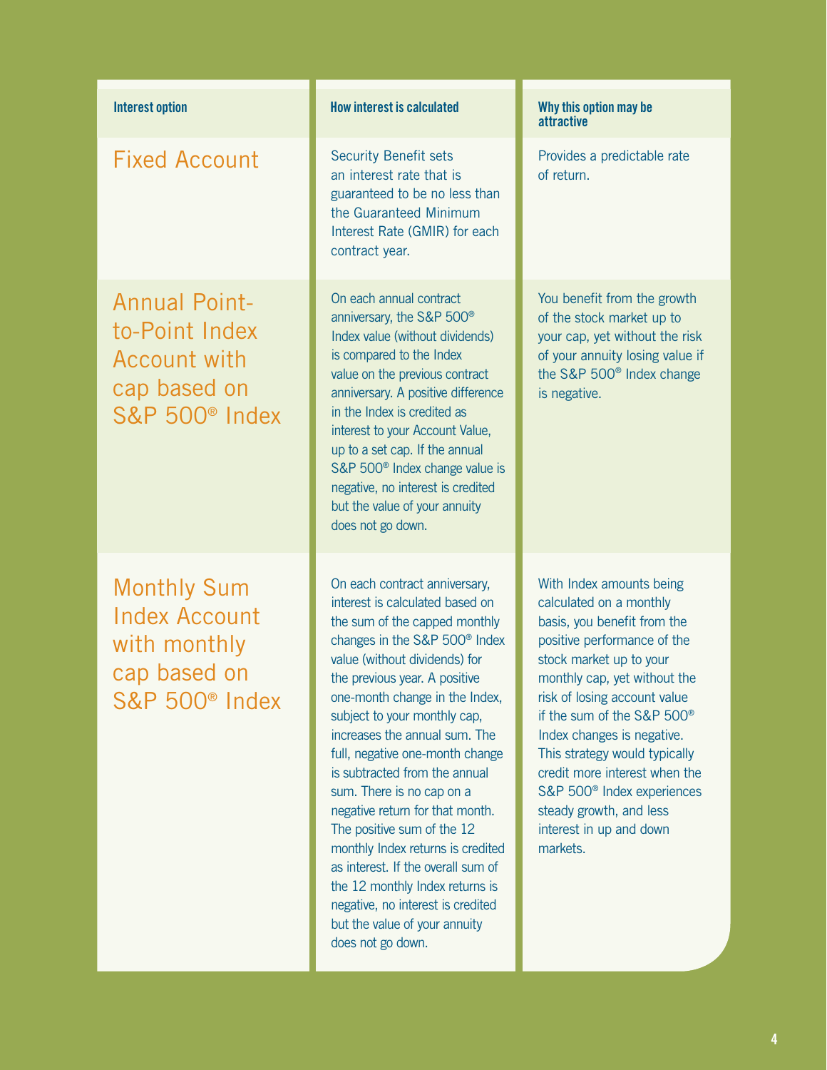| Interest option | How interest is calculated | Why this option may be attractive |
| --- | --- | --- |
| Fixed Account | Security Benefit sets an interest rate that is guaranteed to be no less than the Guaranteed Minimum Interest Rate (GMIR) for each contract year. | Provides a predictable rate of return. |
| Annual Point-to-Point Index Account with cap based on S&P 500® Index | On each annual contract anniversary, the S&P 500® Index value (without dividends) is compared to the Index value on the previous contract anniversary. A positive difference in the Index is credited as interest to your Account Value, up to a set cap. If the annual S&P 500® Index change value is negative, no interest is credited but the value of your annuity does not go down. | You benefit from the growth of the stock market up to your cap, yet without the risk of your annuity losing value if the S&P 500® Index change is negative. |
| Monthly Sum Index Account with monthly cap based on S&P 500® Index | On each contract anniversary, interest is calculated based on the sum of the capped monthly changes in the S&P 500® Index value (without dividends) for the previous year. A positive one-month change in the Index, subject to your monthly cap, increases the annual sum. The full, negative one-month change is subtracted from the annual sum. There is no cap on a negative return for that month. The positive sum of the 12 monthly Index returns is credited as interest. If the overall sum of the 12 monthly Index returns is negative, no interest is credited but the value of your annuity does not go down. | With Index amounts being calculated on a monthly basis, you benefit from the positive performance of the stock market up to your monthly cap, yet without the risk of losing account value if the sum of the S&P 500® Index changes is negative. This strategy would typically credit more interest when the S&P 500® Index experiences steady growth, and less interest in up and down markets. |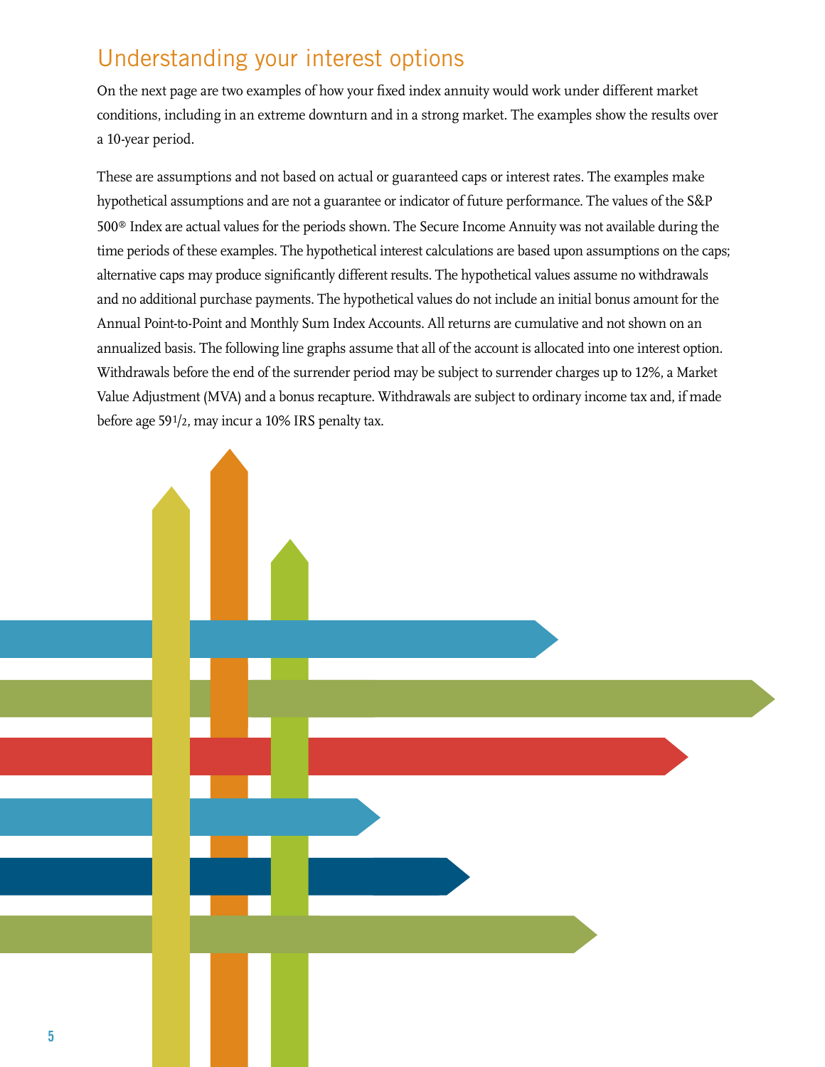## Understanding your interest options

On the next page are two examples of how your fixed index annuity would work under different market conditions, including in an extreme downturn and in a strong market. The examples show the results over a 10-year period.

These are assumptions and not based on actual or guaranteed caps or interest rates. The examples make hypothetical assumptions and are not a guarantee or indicator of future performance. The values of the S&P 500® Index are actual values for the periods shown. The Secure Income Annuity was not available during the time periods of these examples. The hypothetical interest calculations are based upon assumptions on the caps; alternative caps may produce significantly different results. The hypothetical values assume no withdrawals and no additional purchase payments. The hypothetical values do not include an initial bonus amount for the Annual Point-to-Point and Monthly Sum Index Accounts. All returns are cumulative and not shown on an annualized basis. The following line graphs assume that all of the account is allocated into one interest option. Withdrawals before the end of the surrender period may be subject to surrender charges up to 12%, a Market Value Adjustment (MVA) and a bonus recapture. Withdrawals are subject to ordinary income tax and, if made before age 59½, may incur a 10% IRS penalty tax.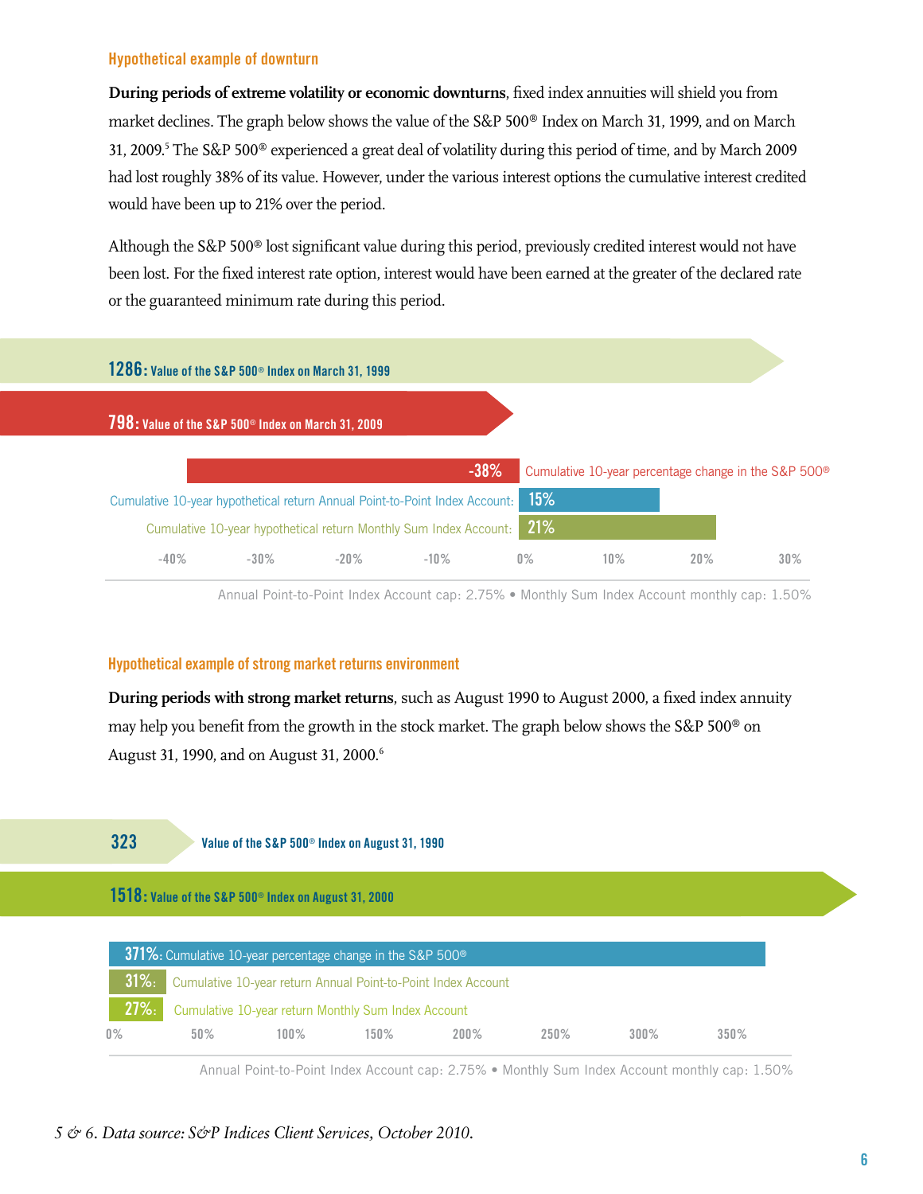### Hypothetical example of downturn

**During periods of extreme volatility or economic downturns**, fixed index annuities will shield you from market declines. The graph below shows the value of the S&P 500® Index on March 31, 1999, and on March 31, 2009.[5] The S&P 500® experienced a great deal of volatility during this period of time, and by March 2009 had lost roughly 38% of its value. However, under the various interest options the cumulative interest credited would have been up to 21% over the period.

Although the S&P 500® lost significant value during this period, previously credited interest would not have been lost. For the fixed interest rate option, interest would have been earned at the greater of the declared rate or the guaranteed minimum rate during this period.

**1286:** Value of the S&P 500® Index on March 31, 1999

**798:** Value of the S&P 500® Index on March 31, 2009

| Measure | Value |
|---|---|
| Cumulative 10-year percentage change in the S&P 500® | -38% |
| Cumulative 10-year hypothetical return Annual Point-to-Point Index Account | 15% |
| Cumulative 10-year hypothetical return Monthly Sum Index Account | 21% |

Annual Point-to-Point Index Account cap: 2.75% • Monthly Sum Index Account monthly cap: 1.50%

### Hypothetical example of strong market returns environment

**During periods with strong market returns**, such as August 1990 to August 2000, a fixed index annuity may help you benefit from the growth in the stock market. The graph below shows the S&P 500® on August 31, 1990, and on August 31, 2000.[6]

**323** Value of the S&P 500® Index on August 31, 1990

**1518:** Value of the S&P 500® Index on August 31, 2000

| Measure | Value |
|---|---|
| Cumulative 10-year percentage change in the S&P 500® | 371% |
| Cumulative 10-year return Annual Point-to-Point Index Account | 31% |
| Cumulative 10-year return Monthly Sum Index Account | 27% |

Annual Point-to-Point Index Account cap: 2.75% • Monthly Sum Index Account monthly cap: 1.50%

*5 & 6. Data source: S&P Indices Client Services, October 2010.*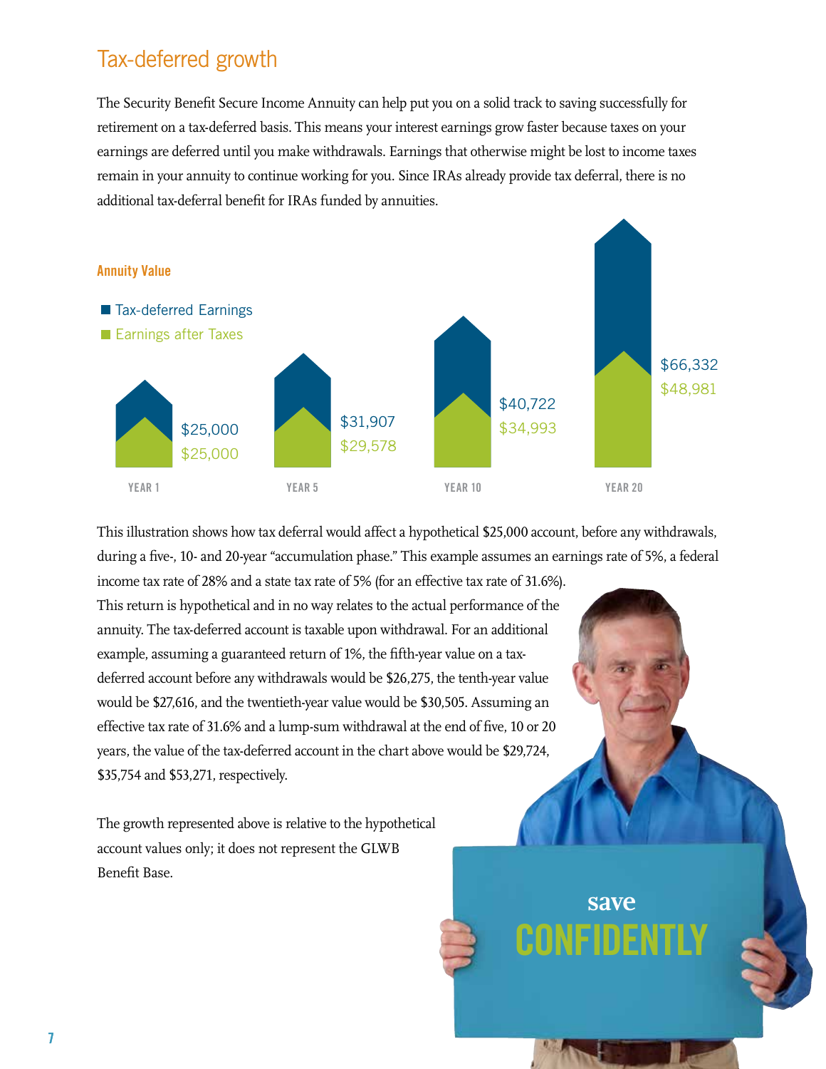## Tax-deferred growth

The Security Benefit Secure Income Annuity can help put you on a solid track to saving successfully for retirement on a tax-deferred basis. This means your interest earnings grow faster because taxes on your earnings are deferred until you make withdrawals. Earnings that otherwise might be lost to income taxes remain in your annuity to continue working for you. Since IRAs already provide tax deferral, there is no additional tax-deferral benefit for IRAs funded by annuities.

**Annuity Value**

| | Tax-deferred Earnings | Earnings after Taxes |
|---|---|---|
| YEAR 1 | $25,000 | $25,000 |
| YEAR 5 | $31,907 | $29,578 |
| YEAR 10 | $40,722 | $34,993 |
| YEAR 20 | $66,332 | $48,981 |

This illustration shows how tax deferral would affect a hypothetical $25,000 account, before any withdrawals, during a five-, 10- and 20-year "accumulation phase." This example assumes an earnings rate of 5%, a federal income tax rate of 28% and a state tax rate of 5% (for an effective tax rate of 31.6%). This return is hypothetical and in no way relates to the actual performance of the annuity. The tax-deferred account is taxable upon withdrawal. For an additional example, assuming a guaranteed return of 1%, the fifth-year value on a tax-deferred account before any withdrawals would be $26,275, the tenth-year value would be $27,616, and the twentieth-year value would be $30,505. Assuming an effective tax rate of 31.6% and a lump-sum withdrawal at the end of five, 10 or 20 years, the value of the tax-deferred account in the chart above would be $29,724, $35,754 and $53,271, respectively.

The growth represented above is relative to the hypothetical account values only; it does not represent the GLWB Benefit Base.

save **CONFIDENTLY**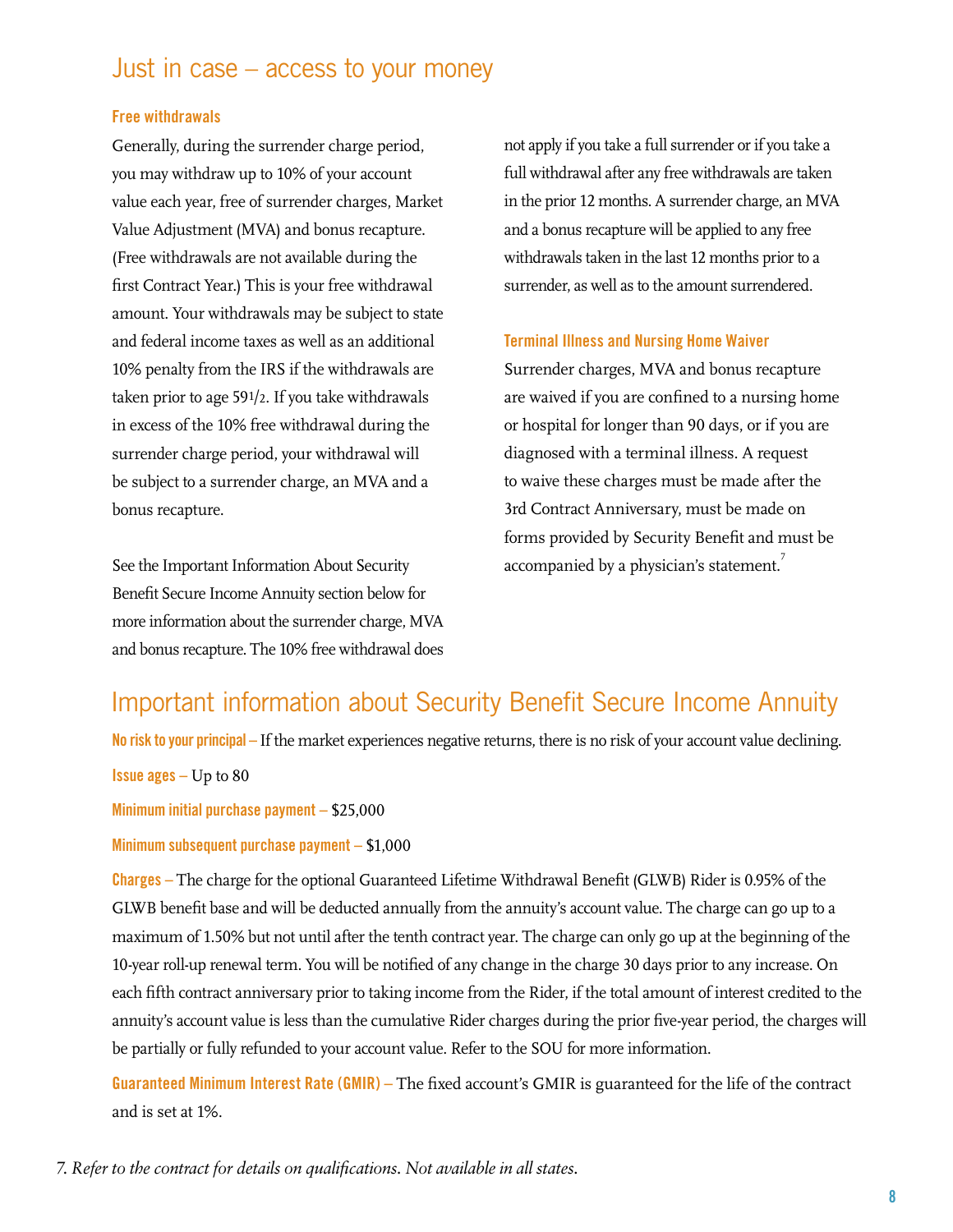## Just in case – access to your money

### Free withdrawals

Generally, during the surrender charge period, you may withdraw up to 10% of your account value each year, free of surrender charges, Market Value Adjustment (MVA) and bonus recapture. (Free withdrawals are not available during the first Contract Year.) This is your free withdrawal amount. Your withdrawals may be subject to state and federal income taxes as well as an additional 10% penalty from the IRS if the withdrawals are taken prior to age 59½. If you take withdrawals in excess of the 10% free withdrawal during the surrender charge period, your withdrawal will be subject to a surrender charge, an MVA and a bonus recapture.

See the Important Information About Security Benefit Secure Income Annuity section below for more information about the surrender charge, MVA and bonus recapture. The 10% free withdrawal does not apply if you take a full surrender or if you take a full withdrawal after any free withdrawals are taken in the prior 12 months. A surrender charge, an MVA and a bonus recapture will be applied to any free withdrawals taken in the last 12 months prior to a surrender, as well as to the amount surrendered.

### Terminal Illness and Nursing Home Waiver

Surrender charges, MVA and bonus recapture are waived if you are confined to a nursing home or hospital for longer than 90 days, or if you are diagnosed with a terminal illness. A request to waive these charges must be made after the 3rd Contract Anniversary, must be made on forms provided by Security Benefit and must be accompanied by a physician's statement.[7]

## Important information about Security Benefit Secure Income Annuity

**No risk to your principal –** If the market experiences negative returns, there is no risk of your account value declining.

**Issue ages –** Up to 80

**Minimum initial purchase payment –** $25,000

**Minimum subsequent purchase payment –** $1,000

**Charges –** The charge for the optional Guaranteed Lifetime Withdrawal Benefit (GLWB) Rider is 0.95% of the GLWB benefit base and will be deducted annually from the annuity's account value. The charge can go up to a maximum of 1.50% but not until after the tenth contract year. The charge can only go up at the beginning of the 10-year roll-up renewal term. You will be notified of any change in the charge 30 days prior to any increase. On each fifth contract anniversary prior to taking income from the Rider, if the total amount of interest credited to the annuity's account value is less than the cumulative Rider charges during the prior five-year period, the charges will be partially or fully refunded to your account value. Refer to the SOU for more information.

**Guaranteed Minimum Interest Rate (GMIR) –** The fixed account's GMIR is guaranteed for the life of the contract and is set at 1%.

*7. Refer to the contract for details on qualifications. Not available in all states.*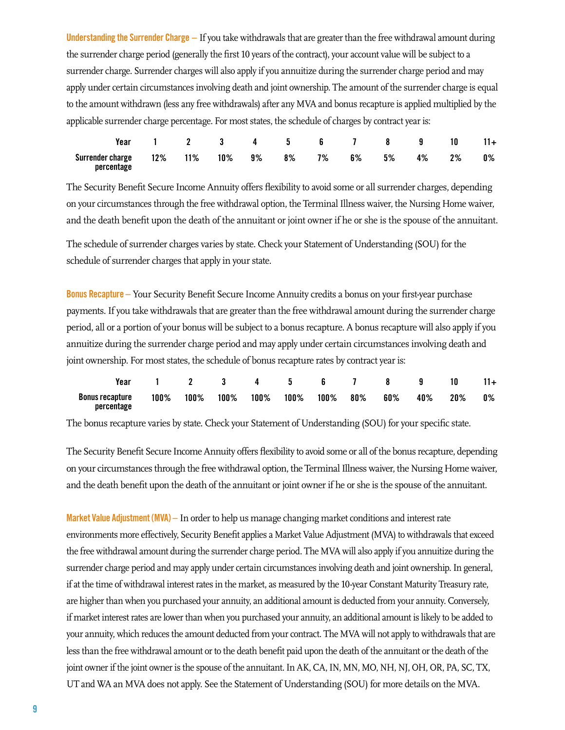**Understanding the Surrender Charge** – If you take withdrawals that are greater than the free withdrawal amount during the surrender charge period (generally the first 10 years of the contract), your account value will be subject to a surrender charge. Surrender charges will also apply if you annuitize during the surrender charge period and may apply under certain circumstances involving death and joint ownership. The amount of the surrender charge is equal to the amount withdrawn (less any free withdrawals) after any MVA and bonus recapture is applied multiplied by the applicable surrender charge percentage. For most states, the schedule of charges by contract year is:

| Year | 1 | 2 | 3 | 4 | 5 | 6 | 7 | 8 | 9 | 10 | 11+ |
|---|---|---|---|---|---|---|---|---|---|---|---|
| Surrender charge percentage | 12% | 11% | 10% | 9% | 8% | 7% | 6% | 5% | 4% | 2% | 0% |

The Security Benefit Secure Income Annuity offers flexibility to avoid some or all surrender charges, depending on your circumstances through the free withdrawal option, the Terminal Illness waiver, the Nursing Home waiver, and the death benefit upon the death of the annuitant or joint owner if he or she is the spouse of the annuitant.

The schedule of surrender charges varies by state. Check your Statement of Understanding (SOU) for the schedule of surrender charges that apply in your state.

**Bonus Recapture** – Your Security Benefit Secure Income Annuity credits a bonus on your first-year purchase payments. If you take withdrawals that are greater than the free withdrawal amount during the surrender charge period, all or a portion of your bonus will be subject to a bonus recapture. A bonus recapture will also apply if you annuitize during the surrender charge period and may apply under certain circumstances involving death and joint ownership. For most states, the schedule of bonus recapture rates by contract year is:

| Year | 1 | 2 | 3 | 4 | 5 | 6 | 7 | 8 | 9 | 10 | 11+ |
|---|---|---|---|---|---|---|---|---|---|---|---|
| Bonus recapture percentage | 100% | 100% | 100% | 100% | 100% | 100% | 80% | 60% | 40% | 20% | 0% |

The bonus recapture varies by state. Check your Statement of Understanding (SOU) for your specific state.

The Security Benefit Secure Income Annuity offers flexibility to avoid some or all of the bonus recapture, depending on your circumstances through the free withdrawal option, the Terminal Illness waiver, the Nursing Home waiver, and the death benefit upon the death of the annuitant or joint owner if he or she is the spouse of the annuitant.

**Market Value Adjustment (MVA)** – In order to help us manage changing market conditions and interest rate environments more effectively, Security Benefit applies a Market Value Adjustment (MVA) to withdrawals that exceed the free withdrawal amount during the surrender charge period. The MVA will also apply if you annuitize during the surrender charge period and may apply under certain circumstances involving death and joint ownership. In general, if at the time of withdrawal interest rates in the market, as measured by the 10-year Constant Maturity Treasury rate, are higher than when you purchased your annuity, an additional amount is deducted from your annuity. Conversely, if market interest rates are lower than when you purchased your annuity, an additional amount is likely to be added to your annuity, which reduces the amount deducted from your contract. The MVA will not apply to withdrawals that are less than the free withdrawal amount or to the death benefit paid upon the death of the annuitant or the death of the joint owner if the joint owner is the spouse of the annuitant. In AK, CA, IN, MN, MO, NH, NJ, OH, OR, PA, SC, TX, UT and WA an MVA does not apply. See the Statement of Understanding (SOU) for more details on the MVA.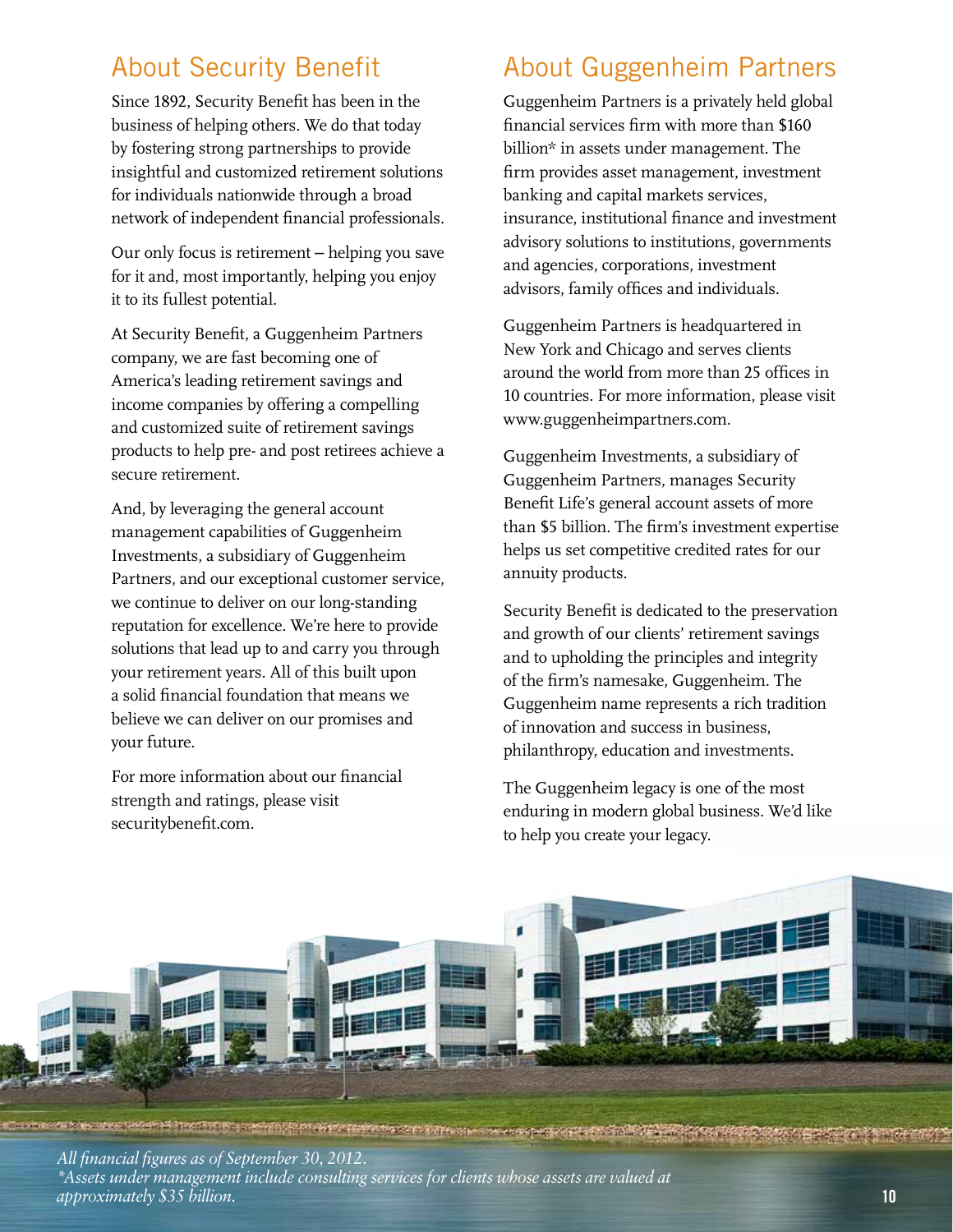## About Security Benefit

Since 1892, Security Benefit has been in the business of helping others. We do that today by fostering strong partnerships to provide insightful and customized retirement solutions for individuals nationwide through a broad network of independent financial professionals.

Our only focus is retirement – helping you save for it and, most importantly, helping you enjoy it to its fullest potential.

At Security Benefit, a Guggenheim Partners company, we are fast becoming one of America's leading retirement savings and income companies by offering a compelling and customized suite of retirement savings products to help pre- and post retirees achieve a secure retirement.

And, by leveraging the general account management capabilities of Guggenheim Investments, a subsidiary of Guggenheim Partners, and our exceptional customer service, we continue to deliver on our long-standing reputation for excellence. We're here to provide solutions that lead up to and carry you through your retirement years. All of this built upon a solid financial foundation that means we believe we can deliver on our promises and your future.

For more information about our financial strength and ratings, please visit securitybenefit.com.

## About Guggenheim Partners

Guggenheim Partners is a privately held global financial services firm with more than $160 billion* in assets under management. The firm provides asset management, investment banking and capital markets services, insurance, institutional finance and investment advisory solutions to institutions, governments and agencies, corporations, investment advisors, family offices and individuals.

Guggenheim Partners is headquartered in New York and Chicago and serves clients around the world from more than 25 offices in 10 countries. For more information, please visit www.guggenheimpartners.com.

Guggenheim Investments, a subsidiary of Guggenheim Partners, manages Security Benefit Life's general account assets of more than $5 billion. The firm's investment expertise helps us set competitive credited rates for our annuity products.

Security Benefit is dedicated to the preservation and growth of our clients' retirement savings and to upholding the principles and integrity of the firm's namesake, Guggenheim. The Guggenheim name represents a rich tradition of innovation and success in business, philanthropy, education and investments.

The Guggenheim legacy is one of the most enduring in modern global business. We'd like to help you create your legacy.

*All financial figures as of September 30, 2012.*
**Assets under management include consulting services for clients whose assets are valued at approximately $35 billion.*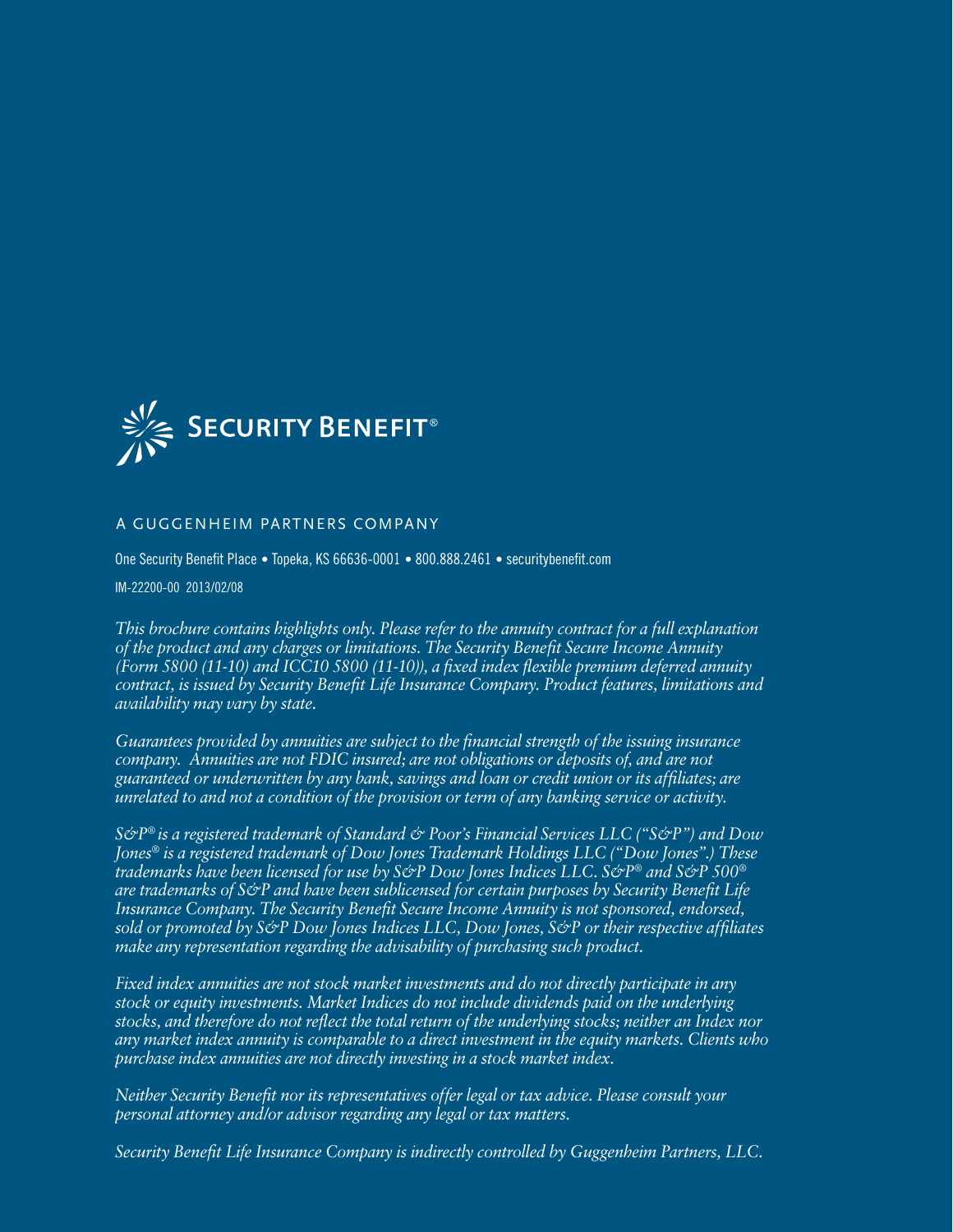SECURITY BENEFIT®

A GUGGENHEIM PARTNERS COMPANY

One Security Benefit Place • Topeka, KS 66636-0001 • 800.888.2461 • securitybenefit.com

IM-22200-00 2013/02/08

*This brochure contains highlights only. Please refer to the annuity contract for a full explanation of the product and any charges or limitations. The Security Benefit Secure Income Annuity (Form 5800 (11-10) and ICC10 5800 (11-10)), a fixed index flexible premium deferred annuity contract, is issued by Security Benefit Life Insurance Company. Product features, limitations and availability may vary by state.*

*Guarantees provided by annuities are subject to the financial strength of the issuing insurance company. Annuities are not FDIC insured; are not obligations or deposits of, and are not guaranteed or underwritten by any bank, savings and loan or credit union or its affiliates; are unrelated to and not a condition of the provision or term of any banking service or activity.*

*S&P® is a registered trademark of Standard & Poor's Financial Services LLC ("S&P") and Dow Jones® is a registered trademark of Dow Jones Trademark Holdings LLC ("Dow Jones".) These trademarks have been licensed for use by S&P Dow Jones Indices LLC. S&P® and S&P 500® are trademarks of S&P and have been sublicensed for certain purposes by Security Benefit Life Insurance Company. The Security Benefit Secure Income Annuity is not sponsored, endorsed, sold or promoted by S&P Dow Jones Indices LLC, Dow Jones, S&P or their respective affiliates make any representation regarding the advisability of purchasing such product.*

*Fixed index annuities are not stock market investments and do not directly participate in any stock or equity investments. Market Indices do not include dividends paid on the underlying stocks, and therefore do not reflect the total return of the underlying stocks; neither an Index nor any market index annuity is comparable to a direct investment in the equity markets. Clients who purchase index annuities are not directly investing in a stock market index.*

*Neither Security Benefit nor its representatives offer legal or tax advice. Please consult your personal attorney and/or advisor regarding any legal or tax matters.*

*Security Benefit Life Insurance Company is indirectly controlled by Guggenheim Partners, LLC.*